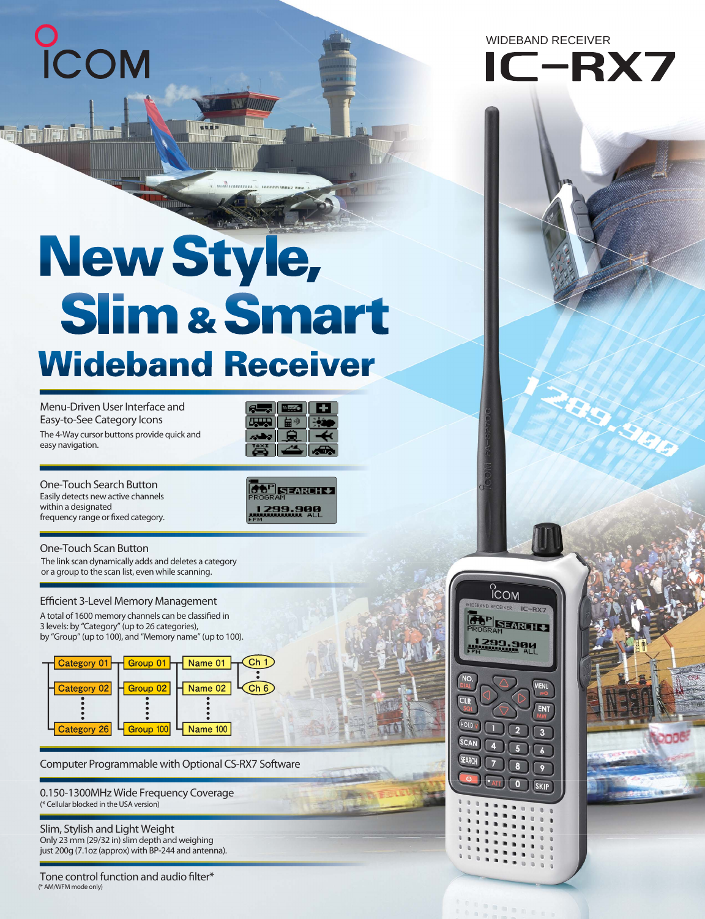ICOM

WIDEBAND RECEIVER

# IC-RX7

# New Style, Slim & Smart Wideband Receiver

### Menu-Driven User Interface and Easy-to-See Category Icons

The 4-Way cursor buttons provide quick and easy navigation.

### One-Touch Search Button

Easily detects new active channels within a designated frequency range or fixed category.

### One-Touch Scan Button

The link scan dynamically adds and deletes a category or a group to the scan list, even while scanning.

### Efficient 3-Level Memory Management

A total of 1600 memory channels can be classified in 3 levels: by "Category" (up to 26 categories), by "Group" (up to 100), and "Memory name" (up to 100).

| Category | Group | Name | Ch |
|---|---|---|---|
| Category 01 | Group 01 | Name 01 | Ch 1 |
| Category 02 | Group 02 | Name 02 | Ch 6 |
| ⋮ | ⋮ | ⋮ | |
| Category 26 | Group 100 | Name 100 | |

### Computer Programmable with Optional CS-RX7 Software

### 0.150-1300MHz Wide Frequency Coverage

(* Cellular blocked in the USA version)

### Slim, Stylish and Light Weight

Only 23 mm (29/32 in) slim depth and weighing just 200g (7.1oz (approx) with BP-244 and antenna).

### Tone control function and audio filter*

(* AM/WFM mode only)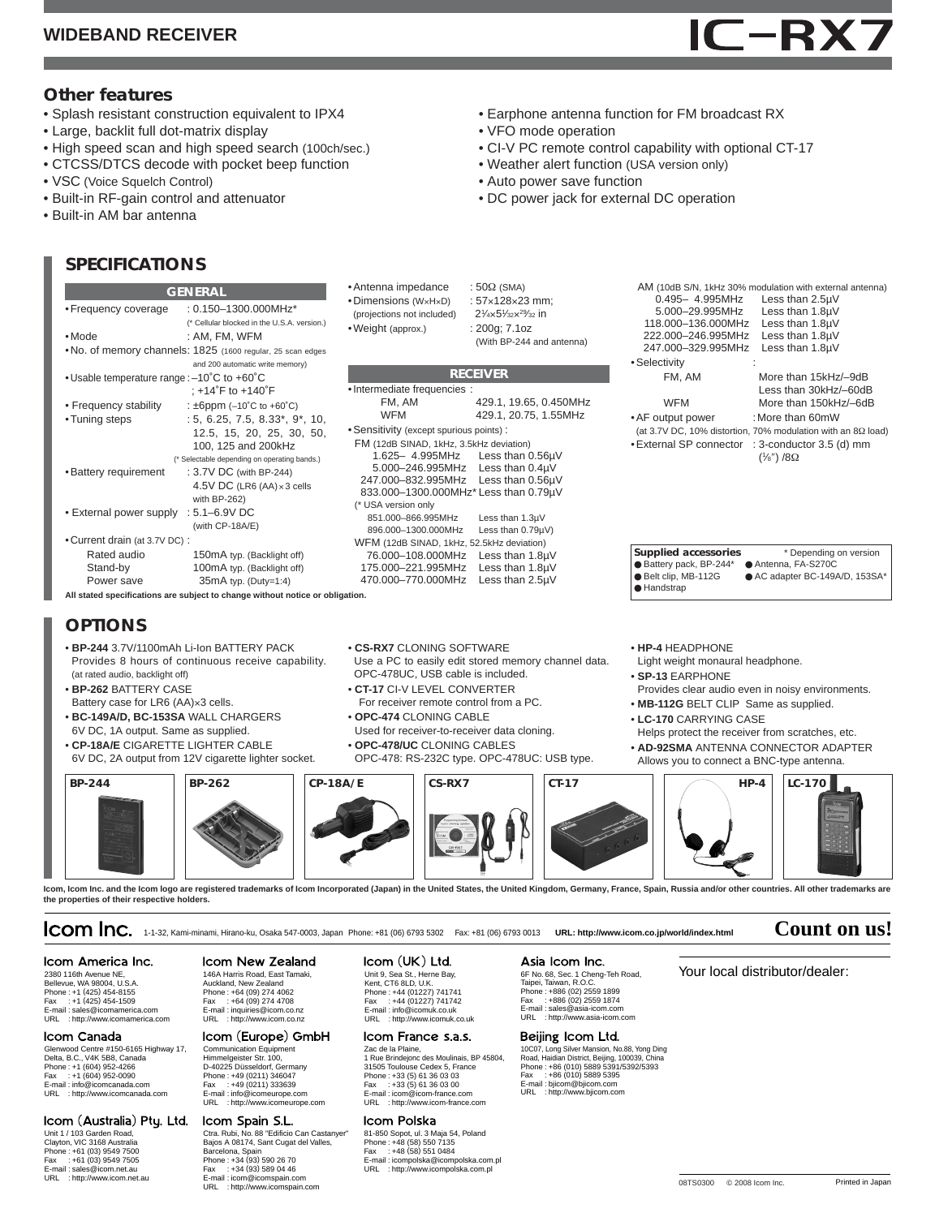WIDEBAND RECEIVER

# IC-RX7

## Other features

- Splash resistant construction equivalent to IPX4
- Large, backlit full dot-matrix display
- High speed scan and high speed search (100ch/sec.)
- CTCSS/DTCS decode with pocket beep function
- VSC (Voice Squelch Control)
- Built-in RF-gain control and attenuator
- Built-in AM bar antenna
- Earphone antenna function for FM broadcast RX
- VFO mode operation
- CI-V PC remote control capability with optional CT-17
- Weather alert function (USA version only)
- Auto power save function
- DC power jack for external DC operation

## SPECIFICATIONS

### GENERAL

- Frequency coverage : 0.150–1300.000MHz* (* Cellular blocked in the U.S.A. version.)
- Mode : AM, FM, WFM
- No. of memory channels: 1825 (1600 regular, 25 scan edges and 200 automatic write memory)
- Usable temperature range : –10˚C to +60˚C ; +14˚F to +140˚F
- Frequency stability : ±6ppm (–10˚C to +60˚C)
- Tuning steps : 5, 6.25, 7.5, 8.33*, 9*, 10, 12.5, 15, 20, 25, 30, 50, 100, 125 and 200kHz (* Selectable depending on operating bands.)
- Battery requirement : 3.7V DC (with BP-244) 4.5V DC (LR6 (AA)×3 cells with BP-262)
- External power supply : 5.1–6.9V DC (with CP-18A/E)
- Current drain (at 3.7V DC) :
  - Rated audio 150mA typ. (Backlight off)
  - Stand-by 100mA typ. (Backlight off)
  - Power save 35mA typ. (Duty=1:4)
- Antenna impedance : 50Ω (SMA)
- Dimensions (W×H×D) (projections not included) : 57×128×23 mm; 2¼×5¹⁄₃₂×²⁹⁄₃₂ in
- Weight (approx.) : 200g; 7.1oz (With BP-244 and antenna)

### RECEIVER

- Intermediate frequencies :
  - FM, AM 429.1, 19.65, 0.450MHz
  - WFM 429.1, 20.75, 1.55MHz
- Sensitivity (except spurious points) :
  - FM (12dB SINAD, 1kHz, 3.5kHz deviation)
    - 1.625– 4.995MHz Less than 0.56μV
    - 5.000–246.995MHz Less than 0.4μV
    - 247.000–832.995MHz Less than 0.56μV
    - 833.000–1300.000MHz* Less than 0.79μV
    - (* USA version only
      - 851.000–866.995MHz Less than 1.3μV
      - 896.000–1300.000MHz Less than 0.79μV)
  - WFM (12dB SINAD, 1kHz, 52.5kHz deviation)
    - 76.000–108.000MHz Less than 1.8μV
    - 175.000–221.995MHz Less than 1.8μV
    - 470.000–770.000MHz Less than 2.5μV
  - AM (10dB S/N, 1kHz 30% modulation with external antenna)
    - 0.495– 4.995MHz Less than 2.5μV
    - 5.000–29.995MHz Less than 1.8μV
    - 118.000–136.000MHz Less than 1.8μV
    - 222.000–246.995MHz Less than 1.8μV
    - 247.000–329.995MHz Less than 1.8μV
- Selectivity :
  - FM, AM More than 15kHz/–9dB Less than 30kHz/–60dB
  - WFM More than 150kHz/–6dB
- AF output power : More than 60mW (at 3.7V DC, 10% distortion, 70% modulation with an 8Ω load)
- External SP connector : 3-conductor 3.5 (d) mm (⅛″) /8Ω

All stated specifications are subject to change without notice or obligation.

**Supplied accessories** * Depending on version

- Battery pack, BP-244*
- Antenna, FA-S270C
- Belt clip, MB-112G
- AC adapter BC-149A/D, 153SA*
- Handstrap

## OPTIONS

- **BP-244** 3.7V/1100mAh Li-Ion BATTERY PACK Provides 8 hours of continuous receive capability. (at rated audio, backlight off)
- **BP-262** BATTERY CASE Battery case for LR6 (AA)×3 cells.
- **BC-149A/D, BC-153SA** WALL CHARGERS 6V DC, 1A output. Same as supplied.
- **CP-18A/E** CIGARETTE LIGHTER CABLE 6V DC, 2A output from 12V cigarette lighter socket.
- **CS-RX7** CLONING SOFTWARE Use a PC to easily edit stored memory channel data. OPC-478UC, USB cable is included.
- **CT-17** CI-V LEVEL CONVERTER For receiver remote control from a PC.
- **OPC-474** CLONING CABLE Used for receiver-to-receiver data cloning.
- **OPC-478/UC** CLONING CABLES OPC-478: RS-232C type. OPC-478UC: USB type.
- **HP-4** HEADPHONE Light weight monaural headphone.
- **SP-13** EARPHONE Provides clear audio even in noisy environments.
- **MB-112G** BELT CLIP Same as supplied.
- **LC-170** CARRYING CASE Helps protect the receiver from scratches, etc.
- **AD-92SMA** ANTENNA CONNECTOR ADAPTER Allows you to connect a BNC-type antenna.

BP-244 BP-262 CP-18A/E CS-RX7 CT-17 HP-4 LC-170

**Icom, Icom Inc. and the Icom logo are registered trademarks of Icom Incorporated (Japan) in the United States, the United Kingdom, Germany, France, Spain, Russia and/or other countries. All other trademarks are the properties of their respective holders.**

**Icom Inc.** 1-1-32, Kami-minami, Hirano-ku, Osaka 547-0003, Japan Phone: +81 (06) 6793 5302 Fax: +81 (06) 6793 0013 **URL: http://www.icom.co.jp/world/index.html**

**Count on us!**

**Icom America Inc.**
2380 116th Avenue NE, Bellevue, WA 98004, U.S.A.
Phone : +1 (425) 454-8155
Fax : +1 (425) 454-1509
E-mail : sales@icomamerica.com
URL : http://www.icomamerica.com

**Icom Canada**
Glenwood Centre #150-6165 Highway 17, Delta, B.C., V4K 5B8, Canada
Phone : +1 (604) 952-4266
Fax : +1 (604) 952-0090
E-mail : info@icomcanada.com
URL : http://www.icomcanada.com

**Icom (Australia) Pty. Ltd.**
Unit 1 / 103 Garden Road, Clayton, VIC 3168 Australia
Phone : +61 (03) 9549 7500
Fax : +61 (03) 9549 7505
E-mail : sales@icom.net.au
URL : http://www.icom.net.au

**Icom New Zealand**
146A Harris Road, East Tamaki, Auckland, New Zealand
Phone : +64 (09) 274 4062
Fax : +64 (09) 274 4708
E-mail : inquiries@icom.co.nz
URL : http://www.icom.co.nz

**Icom (Europe) GmbH**
Communication Equipment
Himmelgeister Str. 100, D-40225 Düsseldorf, Germany
Phone : +49 (0211) 346047
Fax : +49 (0211) 333639
E-mail : info@icomeurope.com
URL : http://www.icomeurope.com

**Icom Spain S.L.**
Ctra. Rubi, No. 88 "Edificio Can Castanyer" Bajos A 08174, Sant Cugat del Valles, Barcelona, Spain
Phone : +34 (93) 590 26 70
Fax : +34 (93) 589 04 46
E-mail : icom@icomspain.com
URL : http://www.icomspain.com

**Icom (UK) Ltd.**
Unit 9, Sea St., Herne Bay, Kent, CT6 8LD, U.K.
Phone : +44 (01227) 741741
Fax : +44 (01227) 741742
E-mail : info@icomuk.co.uk
URL : http://www.icomuk.co.uk

**Icom France s.a.s.**
Zac de la Plaine, 1 Rue Brindejonc des Moulinais, BP 45804, 31505 Toulouse Cedex 5, France
Phone : +33 (5) 61 36 03 03
Fax : +33 (5) 61 36 03 00
E-mail : icom@icom-france.com
URL : http://www.icom-france.com

**Icom Polska**
81-850 Sopot, ul. 3 Maja 54, Poland
Phone : +48 (58) 550 7135
Fax : +48 (58) 551 0484
E-mail : icompolska@icompolska.com.pl
URL : http://www.icompolska.com.pl

**Asia Icom Inc.**
6F No. 68, Sec. 1 Cheng-Teh Road, Taipei, Taiwan, R.O.C.
Phone : +886 (02) 2559 1899
Fax : +886 (02) 2559 1874
E-mail : sales@asia-icom.com
URL : http://www.asia-icom.com

**Beijing Icom Ltd.**
10C07, Long Silver Mansion, No.88, Yong Ding Road, Haidian District, Beijing, 100039, China
Phone : +86 (010) 5889 5391/5392/5393
Fax : +86 (010) 5889 5395
E-mail : bjicom@bjicom.com
URL : http://www.bjicom.com

Your local distributor/dealer:

08TS0300 © 2008 Icom Inc. Printed in Japan